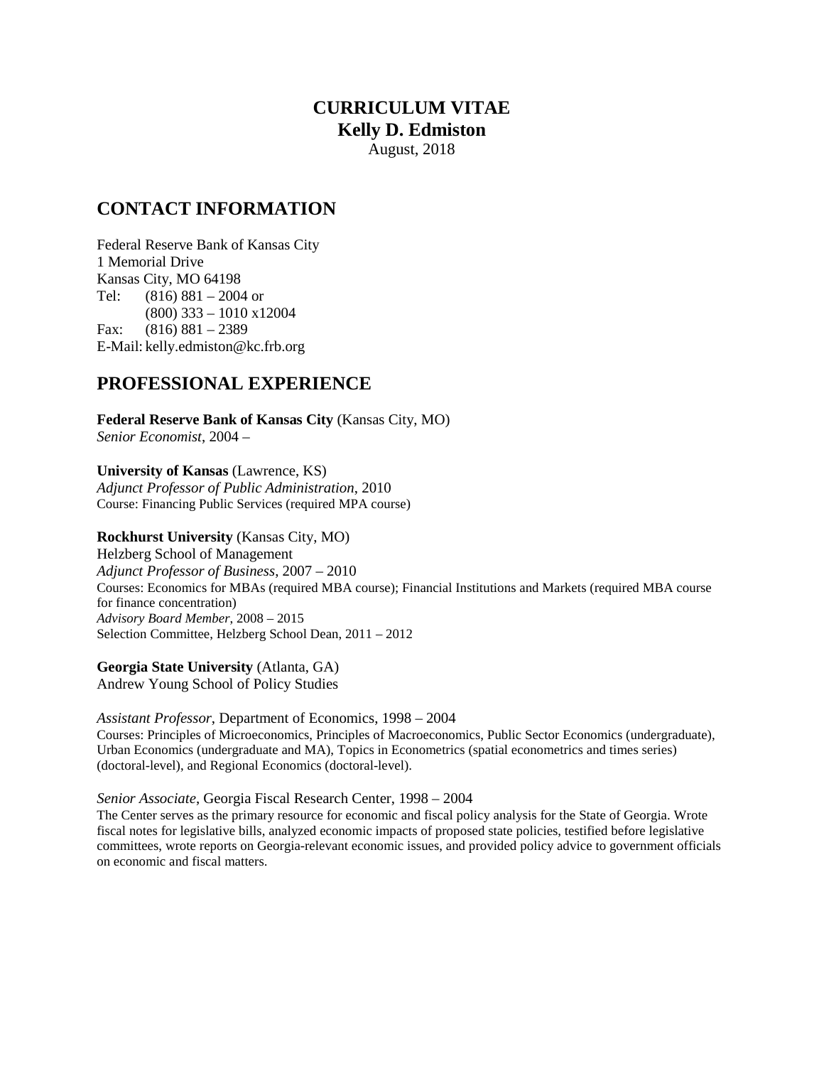# CURRICULUM VITAE
## Kelly D. Edmiston

August, 2018

## CONTACT INFORMATION

Federal Reserve Bank of Kansas City
1 Memorial Drive
Kansas City, MO 64198
Tel: (816) 881 – 2004 or
(800) 333 – 1010 x12004
Fax: (816) 881 – 2389
E-Mail: kelly.edmiston@kc.frb.org

## PROFESSIONAL EXPERIENCE

**Federal Reserve Bank of Kansas City** (Kansas City, MO)
*Senior Economist*, 2004 –

**University of Kansas** (Lawrence, KS)
*Adjunct Professor of Public Administration*, 2010
Course: Financing Public Services (required MPA course)

**Rockhurst University** (Kansas City, MO)
Helzberg School of Management
*Adjunct Professor of Business*, 2007 – 2010
Courses: Economics for MBAs (required MBA course); Financial Institutions and Markets (required MBA course for finance concentration)
*Advisory Board Member*, 2008 – 2015
Selection Committee, Helzberg School Dean, 2011 – 2012

**Georgia State University** (Atlanta, GA)
Andrew Young School of Policy Studies

*Assistant Professor*, Department of Economics, 1998 – 2004
Courses: Principles of Microeconomics, Principles of Macroeconomics, Public Sector Economics (undergraduate), Urban Economics (undergraduate and MA), Topics in Econometrics (spatial econometrics and times series) (doctoral-level), and Regional Economics (doctoral-level).

*Senior Associate*, Georgia Fiscal Research Center, 1998 – 2004
The Center serves as the primary resource for economic and fiscal policy analysis for the State of Georgia. Wrote fiscal notes for legislative bills, analyzed economic impacts of proposed state policies, testified before legislative committees, wrote reports on Georgia-relevant economic issues, and provided policy advice to government officials on economic and fiscal matters.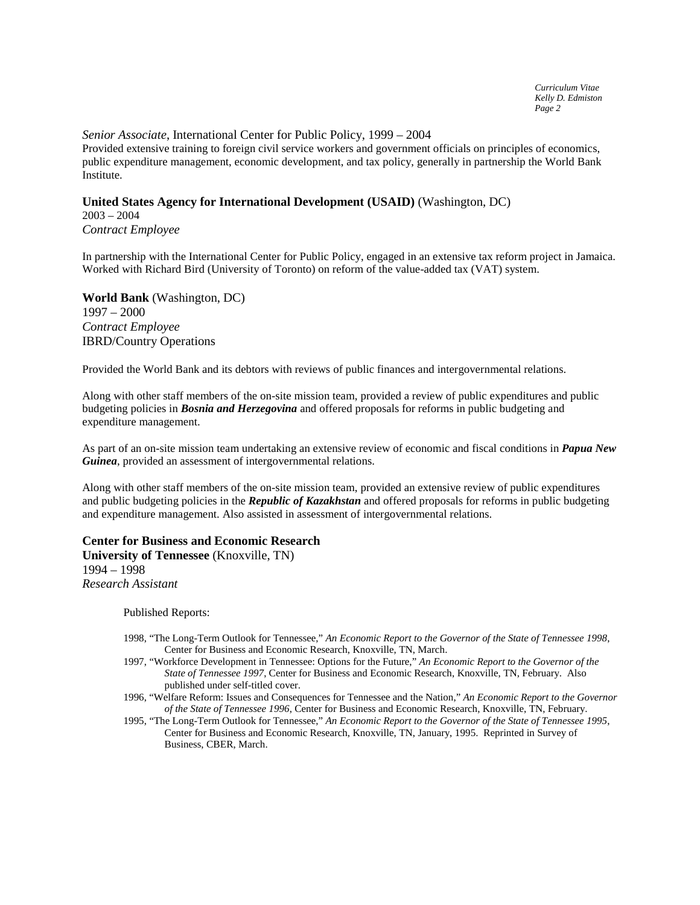*Senior Associate*, International Center for Public Policy, 1999 – 2004
Provided extensive training to foreign civil service workers and government officials on principles of economics, public expenditure management, economic development, and tax policy, generally in partnership the World Bank Institute.

**United States Agency for International Development (USAID)** (Washington, DC)
2003 – 2004
*Contract Employee*

In partnership with the International Center for Public Policy, engaged in an extensive tax reform project in Jamaica. Worked with Richard Bird (University of Toronto) on reform of the value-added tax (VAT) system.

**World Bank** (Washington, DC)
1997 – 2000
*Contract Employee*
IBRD/Country Operations

Provided the World Bank and its debtors with reviews of public finances and intergovernmental relations.

Along with other staff members of the on-site mission team, provided a review of public expenditures and public budgeting policies in ***Bosnia and Herzegovina*** and offered proposals for reforms in public budgeting and expenditure management.

As part of an on-site mission team undertaking an extensive review of economic and fiscal conditions in ***Papua New Guinea***, provided an assessment of intergovernmental relations.

Along with other staff members of the on-site mission team, provided an extensive review of public expenditures and public budgeting policies in the ***Republic of Kazakhstan*** and offered proposals for reforms in public budgeting and expenditure management. Also assisted in assessment of intergovernmental relations.

**Center for Business and Economic Research**
**University of Tennessee** (Knoxville, TN)
1994 – 1998
*Research Assistant*

Published Reports:

- 1998, "The Long-Term Outlook for Tennessee," *An Economic Report to the Governor of the State of Tennessee 1998*, Center for Business and Economic Research, Knoxville, TN, March.
- 1997, "Workforce Development in Tennessee: Options for the Future," *An Economic Report to the Governor of the State of Tennessee 1997*, Center for Business and Economic Research, Knoxville, TN, February. Also published under self-titled cover.
- 1996, "Welfare Reform: Issues and Consequences for Tennessee and the Nation," *An Economic Report to the Governor of the State of Tennessee 1996*, Center for Business and Economic Research, Knoxville, TN, February.
- 1995, "The Long-Term Outlook for Tennessee," *An Economic Report to the Governor of the State of Tennessee 1995*, Center for Business and Economic Research, Knoxville, TN, January, 1995. Reprinted in Survey of Business, CBER, March.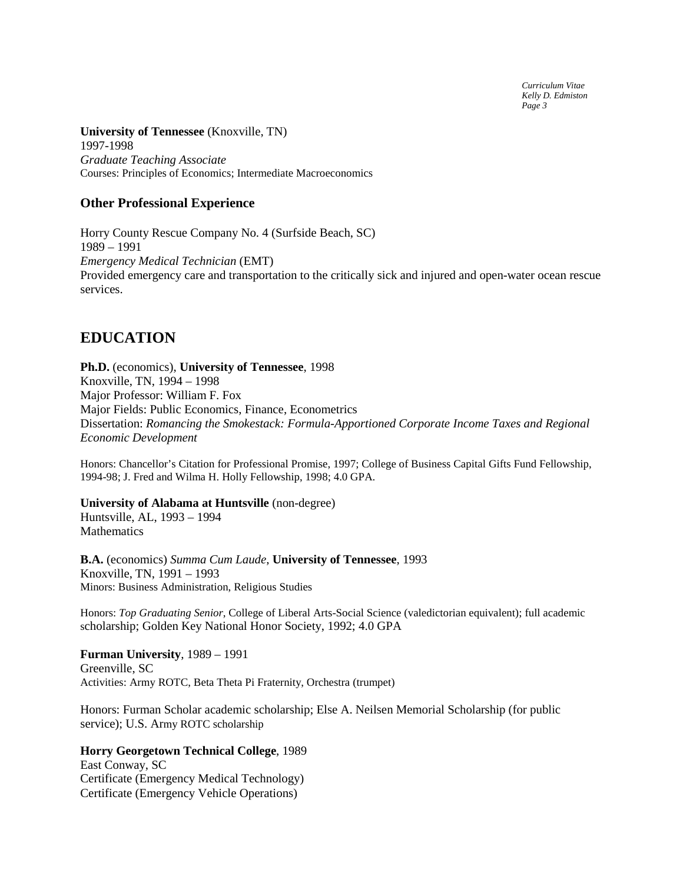**University of Tennessee** (Knoxville, TN)
1997-1998
*Graduate Teaching Associate*
Courses: Principles of Economics; Intermediate Macroeconomics

### Other Professional Experience

Horry County Rescue Company No. 4 (Surfside Beach, SC)
1989 – 1991
*Emergency Medical Technician* (EMT)
Provided emergency care and transportation to the critically sick and injured and open-water ocean rescue services.

## EDUCATION

**Ph.D.** (economics), **University of Tennessee**, 1998
Knoxville, TN, 1994 – 1998
Major Professor: William F. Fox
Major Fields: Public Economics, Finance, Econometrics
Dissertation: *Romancing the Smokestack: Formula-Apportioned Corporate Income Taxes and Regional Economic Development*

Honors: Chancellor's Citation for Professional Promise, 1997; College of Business Capital Gifts Fund Fellowship, 1994-98; J. Fred and Wilma H. Holly Fellowship, 1998; 4.0 GPA.

**University of Alabama at Huntsville** (non-degree)
Huntsville, AL, 1993 – 1994
Mathematics

**B.A.** (economics) *Summa Cum Laude*, **University of Tennessee**, 1993
Knoxville, TN, 1991 – 1993
Minors: Business Administration, Religious Studies

Honors: *Top Graduating Senior*, College of Liberal Arts-Social Science (valedictorian equivalent); full academic scholarship; Golden Key National Honor Society, 1992; 4.0 GPA

**Furman University**, 1989 – 1991
Greenville, SC
Activities: Army ROTC, Beta Theta Pi Fraternity, Orchestra (trumpet)

Honors: Furman Scholar academic scholarship; Else A. Neilsen Memorial Scholarship (for public service); U.S. Army ROTC scholarship

**Horry Georgetown Technical College**, 1989
East Conway, SC
Certificate (Emergency Medical Technology)
Certificate (Emergency Vehicle Operations)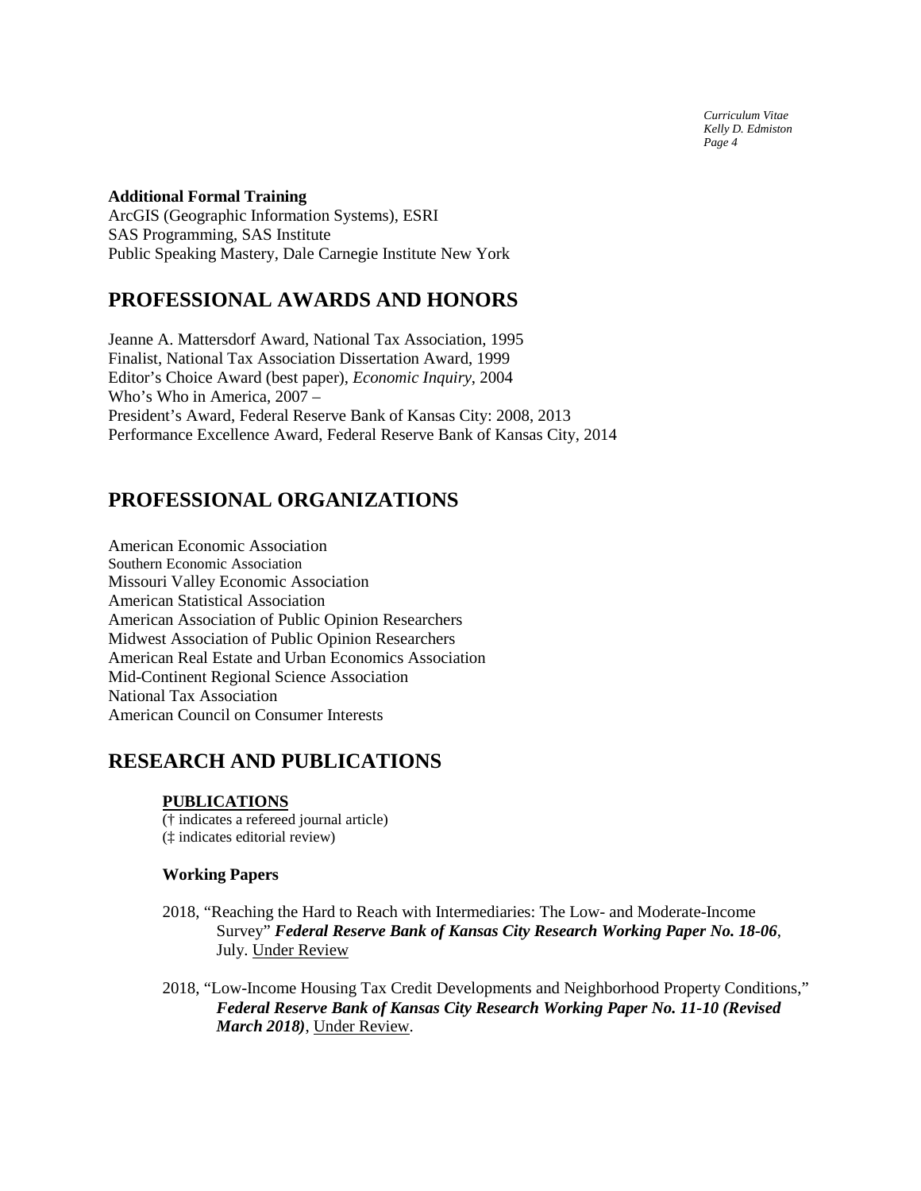**Additional Formal Training**

ArcGIS (Geographic Information Systems), ESRI
SAS Programming, SAS Institute
Public Speaking Mastery, Dale Carnegie Institute New York

# PROFESSIONAL AWARDS AND HONORS

Jeanne A. Mattersdorf Award, National Tax Association, 1995
Finalist, National Tax Association Dissertation Award, 1999
Editor's Choice Award (best paper), *Economic Inquiry*, 2004
Who's Who in America, 2007 –
President's Award, Federal Reserve Bank of Kansas City: 2008, 2013
Performance Excellence Award, Federal Reserve Bank of Kansas City, 2014

# PROFESSIONAL ORGANIZATIONS

American Economic Association
Southern Economic Association
Missouri Valley Economic Association
American Statistical Association
American Association of Public Opinion Researchers
Midwest Association of Public Opinion Researchers
American Real Estate and Urban Economics Association
Mid-Continent Regional Science Association
National Tax Association
American Council on Consumer Interests

# RESEARCH AND PUBLICATIONS

## PUBLICATIONS

(† indicates a refereed journal article)
(‡ indicates editorial review)

### Working Papers

2018, "Reaching the Hard to Reach with Intermediaries: The Low- and Moderate-Income Survey" ***Federal Reserve Bank of Kansas City Research Working Paper No. 18-06***, July. Under Review

2018, "Low-Income Housing Tax Credit Developments and Neighborhood Property Conditions," ***Federal Reserve Bank of Kansas City Research Working Paper No. 11-10 (Revised March 2018)***, Under Review.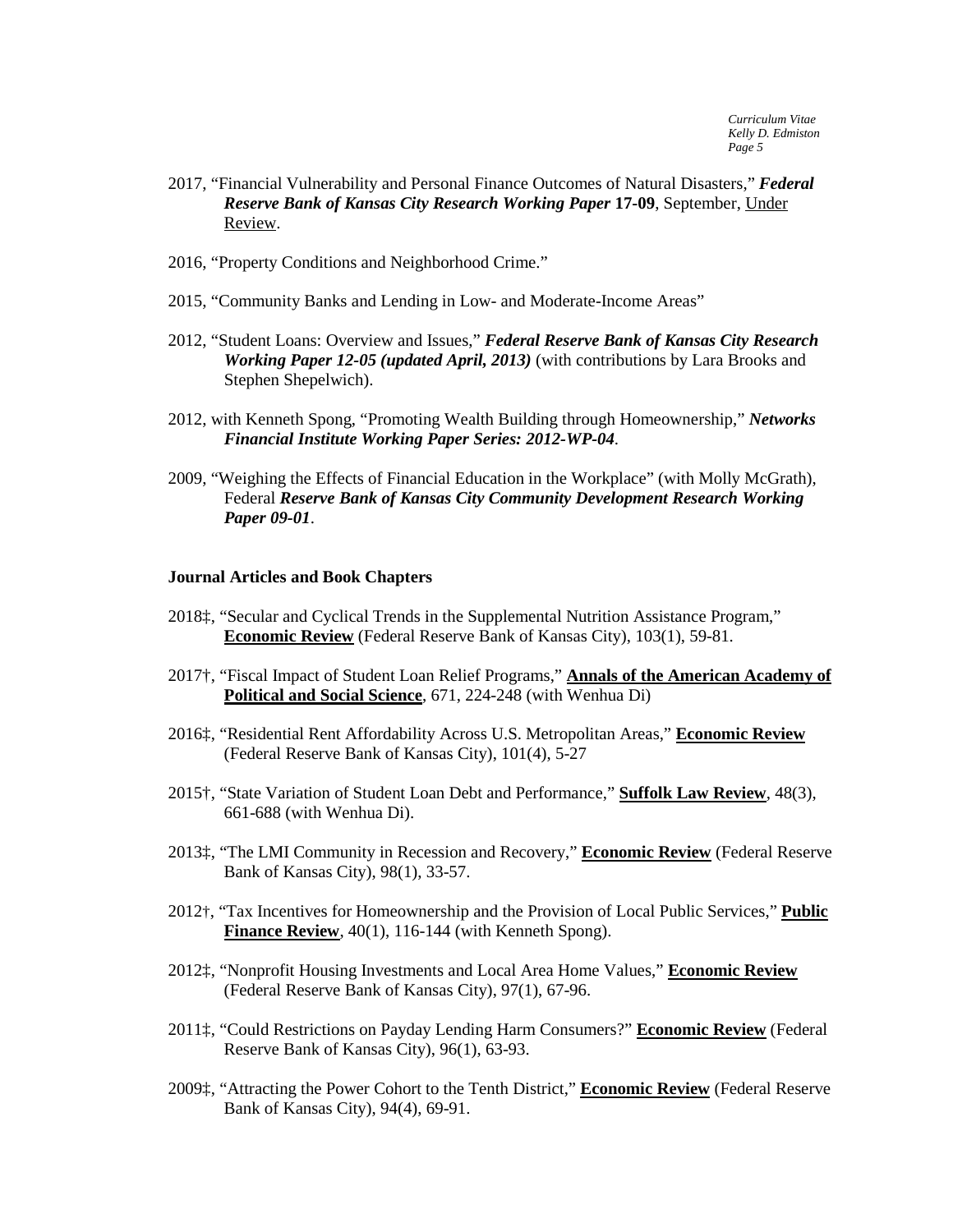2017, "Financial Vulnerability and Personal Finance Outcomes of Natural Disasters," ***Federal Reserve Bank of Kansas City Research Working Paper* 17-09**, September, Under Review.

2016, "Property Conditions and Neighborhood Crime."

2015, "Community Banks and Lending in Low- and Moderate-Income Areas"

2012, "Student Loans: Overview and Issues," ***Federal Reserve Bank of Kansas City Research Working Paper 12-05 (updated April, 2013)*** (with contributions by Lara Brooks and Stephen Shepelwich).

2012, with Kenneth Spong, "Promoting Wealth Building through Homeownership," ***Networks Financial Institute Working Paper Series: 2012-WP-04***.

2009, "Weighing the Effects of Financial Education in the Workplace" (with Molly McGrath), Federal ***Reserve Bank of Kansas City Community Development Research Working Paper 09-01***.

**Journal Articles and Book Chapters**

2018‡, "Secular and Cyclical Trends in the Supplemental Nutrition Assistance Program," **Economic Review** (Federal Reserve Bank of Kansas City), 103(1), 59-81.

2017†, "Fiscal Impact of Student Loan Relief Programs," **Annals of the American Academy of Political and Social Science**, 671, 224-248 (with Wenhua Di)

2016‡, "Residential Rent Affordability Across U.S. Metropolitan Areas," **Economic Review** (Federal Reserve Bank of Kansas City), 101(4), 5-27

2015†, "State Variation of Student Loan Debt and Performance," **Suffolk Law Review**, 48(3), 661-688 (with Wenhua Di).

2013‡, "The LMI Community in Recession and Recovery," **Economic Review** (Federal Reserve Bank of Kansas City), 98(1), 33-57.

2012†, "Tax Incentives for Homeownership and the Provision of Local Public Services," **Public Finance Review**, 40(1), 116-144 (with Kenneth Spong).

2012‡, "Nonprofit Housing Investments and Local Area Home Values," **Economic Review** (Federal Reserve Bank of Kansas City), 97(1), 67-96.

2011‡, "Could Restrictions on Payday Lending Harm Consumers?" **Economic Review** (Federal Reserve Bank of Kansas City), 96(1), 63-93.

2009‡, "Attracting the Power Cohort to the Tenth District," **Economic Review** (Federal Reserve Bank of Kansas City), 94(4), 69-91.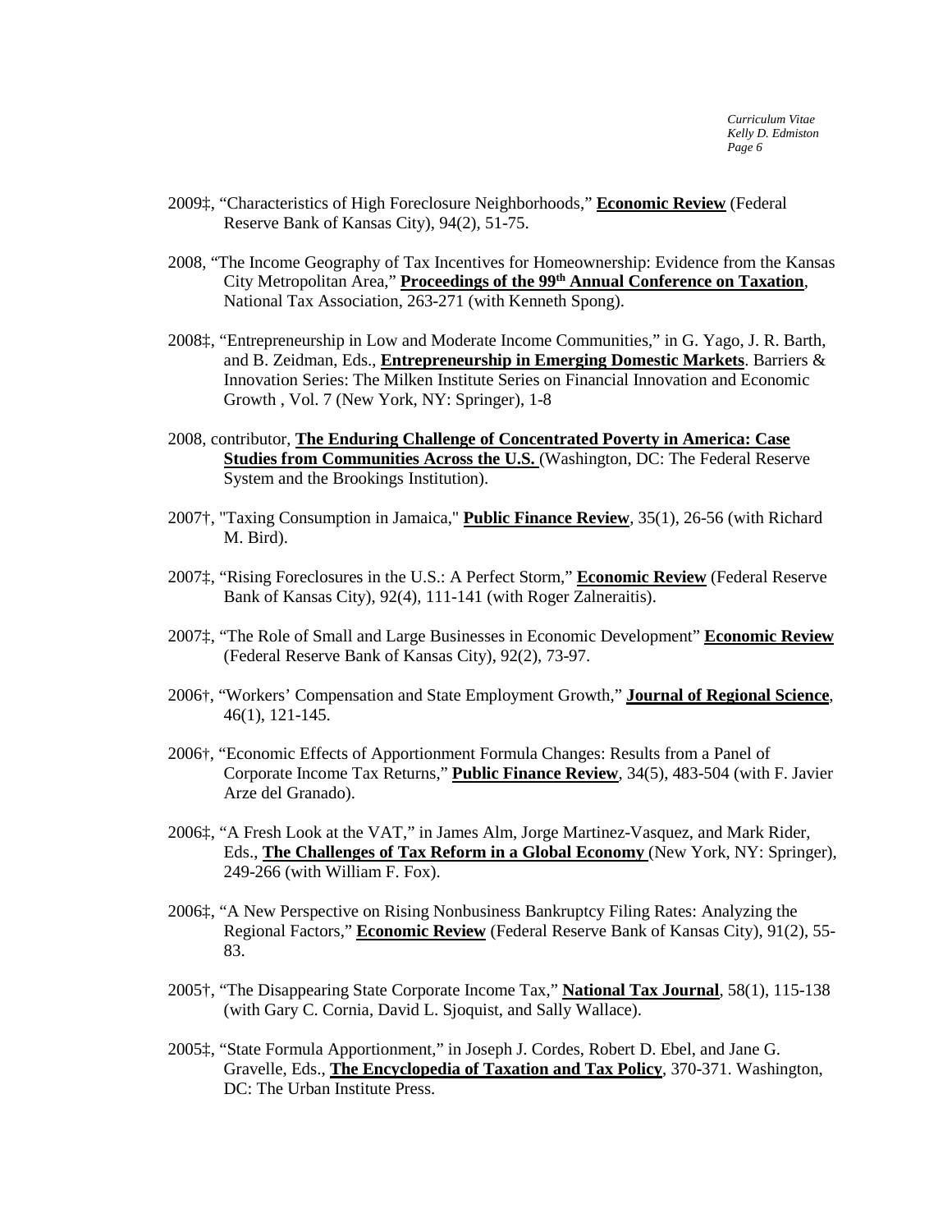2009‡, "Characteristics of High Foreclosure Neighborhoods," **Economic Review** (Federal Reserve Bank of Kansas City), 94(2), 51-75.

2008, "The Income Geography of Tax Incentives for Homeownership: Evidence from the Kansas City Metropolitan Area," **Proceedings of the 99th Annual Conference on Taxation**, National Tax Association, 263-271 (with Kenneth Spong).

2008‡, "Entrepreneurship in Low and Moderate Income Communities," in G. Yago, J. R. Barth, and B. Zeidman, Eds., **Entrepreneurship in Emerging Domestic Markets**. Barriers & Innovation Series: The Milken Institute Series on Financial Innovation and Economic Growth , Vol. 7 (New York, NY: Springer), 1-8

2008, contributor, **The Enduring Challenge of Concentrated Poverty in America: Case Studies from Communities Across the U.S.** (Washington, DC: The Federal Reserve System and the Brookings Institution).

2007†, "Taxing Consumption in Jamaica," **Public Finance Review**, 35(1), 26-56 (with Richard M. Bird).

2007‡, "Rising Foreclosures in the U.S.: A Perfect Storm," **Economic Review** (Federal Reserve Bank of Kansas City), 92(4), 111-141 (with Roger Zalneraitis).

2007‡, "The Role of Small and Large Businesses in Economic Development" **Economic Review** (Federal Reserve Bank of Kansas City), 92(2), 73-97.

2006†, "Workers' Compensation and State Employment Growth," **Journal of Regional Science**, 46(1), 121-145.

2006†, "Economic Effects of Apportionment Formula Changes: Results from a Panel of Corporate Income Tax Returns," **Public Finance Review**, 34(5), 483-504 (with F. Javier Arze del Granado).

2006‡, "A Fresh Look at the VAT," in James Alm, Jorge Martinez-Vasquez, and Mark Rider, Eds., **The Challenges of Tax Reform in a Global Economy** (New York, NY: Springer), 249-266 (with William F. Fox).

2006‡, "A New Perspective on Rising Nonbusiness Bankruptcy Filing Rates: Analyzing the Regional Factors," **Economic Review** (Federal Reserve Bank of Kansas City), 91(2), 55-83.

2005†, "The Disappearing State Corporate Income Tax," **National Tax Journal**, 58(1), 115-138 (with Gary C. Cornia, David L. Sjoquist, and Sally Wallace).

2005‡, "State Formula Apportionment," in Joseph J. Cordes, Robert D. Ebel, and Jane G. Gravelle, Eds., **The Encyclopedia of Taxation and Tax Policy**, 370-371. Washington, DC: The Urban Institute Press.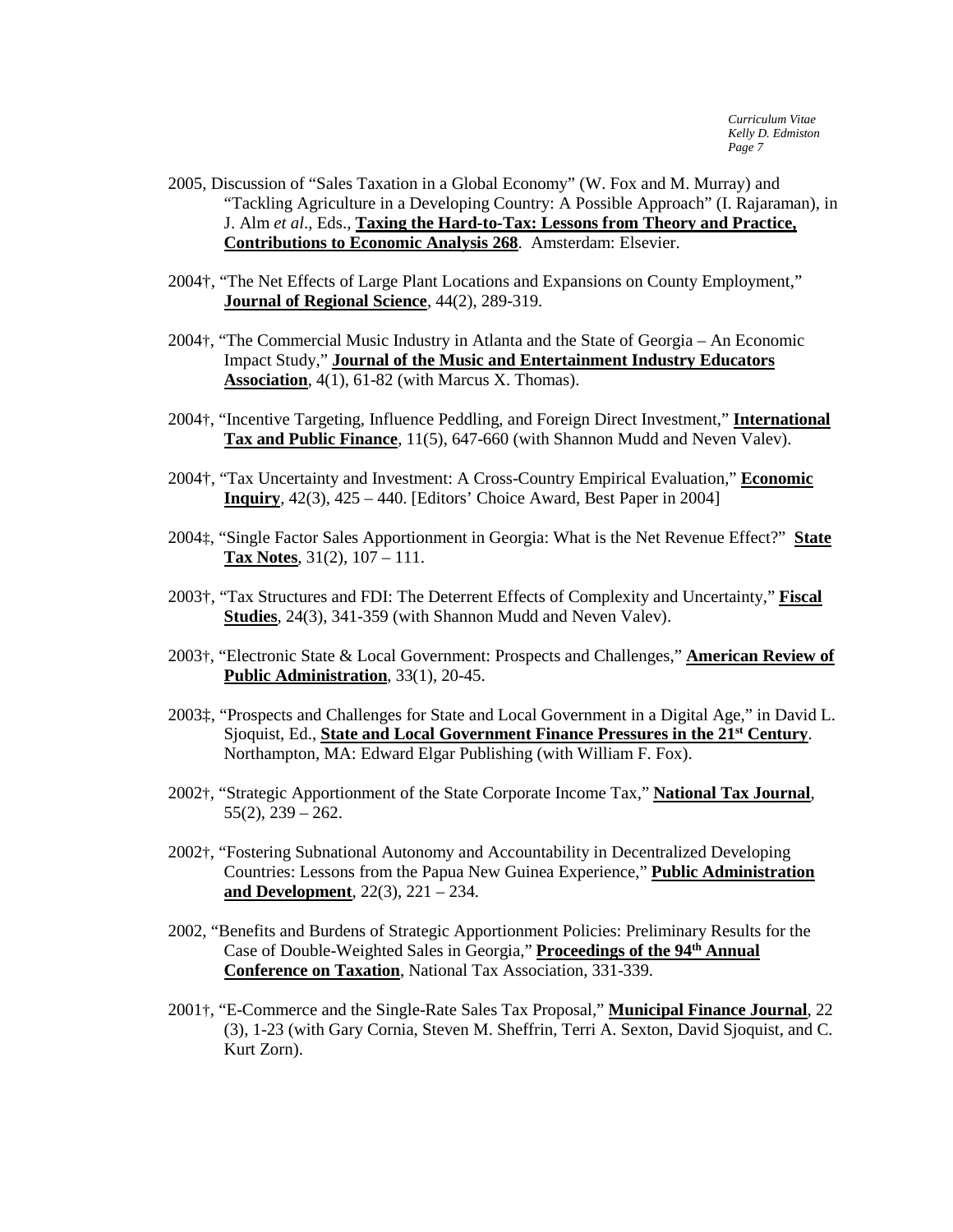2005, Discussion of "Sales Taxation in a Global Economy" (W. Fox and M. Murray) and "Tackling Agriculture in a Developing Country: A Possible Approach" (I. Rajaraman), in J. Alm *et al*., Eds., **Taxing the Hard-to-Tax: Lessons from Theory and Practice, Contributions to Economic Analysis 268**. Amsterdam: Elsevier.

2004†, "The Net Effects of Large Plant Locations and Expansions on County Employment," **Journal of Regional Science**, 44(2), 289-319.

2004†, "The Commercial Music Industry in Atlanta and the State of Georgia – An Economic Impact Study," **Journal of the Music and Entertainment Industry Educators Association**, 4(1), 61-82 (with Marcus X. Thomas).

2004†, "Incentive Targeting, Influence Peddling, and Foreign Direct Investment," **International Tax and Public Finance**, 11(5), 647-660 (with Shannon Mudd and Neven Valev).

2004†, "Tax Uncertainty and Investment: A Cross-Country Empirical Evaluation," **Economic Inquiry**, 42(3), 425 – 440. [Editors' Choice Award, Best Paper in 2004]

2004‡, "Single Factor Sales Apportionment in Georgia: What is the Net Revenue Effect?" **State Tax Notes**, 31(2), 107 – 111.

2003†, "Tax Structures and FDI: The Deterrent Effects of Complexity and Uncertainty," **Fiscal Studies**, 24(3), 341-359 (with Shannon Mudd and Neven Valev).

2003†, "Electronic State & Local Government: Prospects and Challenges," **American Review of Public Administration**, 33(1), 20-45.

2003‡, "Prospects and Challenges for State and Local Government in a Digital Age," in David L. Sjoquist, Ed., **State and Local Government Finance Pressures in the 21st Century**. Northampton, MA: Edward Elgar Publishing (with William F. Fox).

2002†, "Strategic Apportionment of the State Corporate Income Tax," **National Tax Journal**, 55(2), 239 – 262.

2002†, "Fostering Subnational Autonomy and Accountability in Decentralized Developing Countries: Lessons from the Papua New Guinea Experience," **Public Administration and Development**, 22(3), 221 – 234.

2002, "Benefits and Burdens of Strategic Apportionment Policies: Preliminary Results for the Case of Double-Weighted Sales in Georgia," **Proceedings of the 94th Annual Conference on Taxation**, National Tax Association, 331-339.

2001†, "E-Commerce and the Single-Rate Sales Tax Proposal," **Municipal Finance Journal**, 22 (3), 1-23 (with Gary Cornia, Steven M. Sheffrin, Terri A. Sexton, David Sjoquist, and C. Kurt Zorn).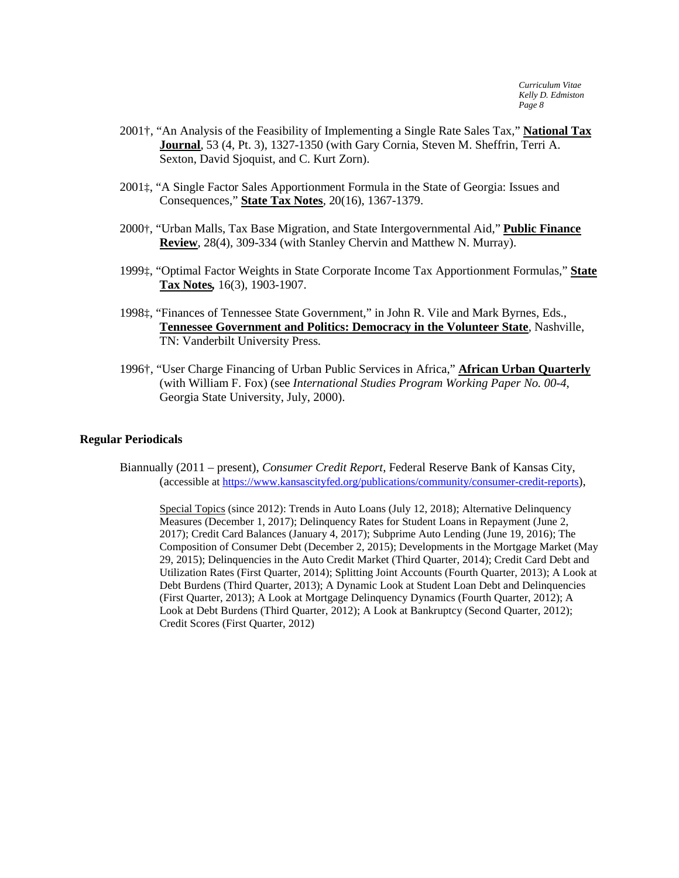2001†, "An Analysis of the Feasibility of Implementing a Single Rate Sales Tax," **National Tax Journal**, 53 (4, Pt. 3), 1327-1350 (with Gary Cornia, Steven M. Sheffrin, Terri A. Sexton, David Sjoquist, and C. Kurt Zorn).

2001‡, "A Single Factor Sales Apportionment Formula in the State of Georgia: Issues and Consequences," **State Tax Notes**, 20(16), 1367-1379.

2000†, "Urban Malls, Tax Base Migration, and State Intergovernmental Aid," **Public Finance Review**, 28(4), 309-334 (with Stanley Chervin and Matthew N. Murray).

1999‡, "Optimal Factor Weights in State Corporate Income Tax Apportionment Formulas," **State Tax Notes,** 16(3), 1903-1907.

1998‡, "Finances of Tennessee State Government," in John R. Vile and Mark Byrnes, Eds., **Tennessee Government and Politics: Democracy in the Volunteer State**, Nashville, TN: Vanderbilt University Press.

1996†, "User Charge Financing of Urban Public Services in Africa," **African Urban Quarterly** (with William F. Fox) (see *International Studies Program Working Paper No. 00-4*, Georgia State University, July, 2000).

### Regular Periodicals

Biannually (2011 – present), *Consumer Credit Report*, Federal Reserve Bank of Kansas City, (accessible at https://www.kansascityfed.org/publications/community/consumer-credit-reports),

Special Topics (since 2012): Trends in Auto Loans (July 12, 2018); Alternative Delinquency Measures (December 1, 2017); Delinquency Rates for Student Loans in Repayment (June 2, 2017); Credit Card Balances (January 4, 2017); Subprime Auto Lending (June 19, 2016); The Composition of Consumer Debt (December 2, 2015); Developments in the Mortgage Market (May 29, 2015); Delinquencies in the Auto Credit Market (Third Quarter, 2014); Credit Card Debt and Utilization Rates (First Quarter, 2014); Splitting Joint Accounts (Fourth Quarter, 2013); A Look at Debt Burdens (Third Quarter, 2013); A Dynamic Look at Student Loan Debt and Delinquencies (First Quarter, 2013); A Look at Mortgage Delinquency Dynamics (Fourth Quarter, 2012); A Look at Debt Burdens (Third Quarter, 2012); A Look at Bankruptcy (Second Quarter, 2012); Credit Scores (First Quarter, 2012)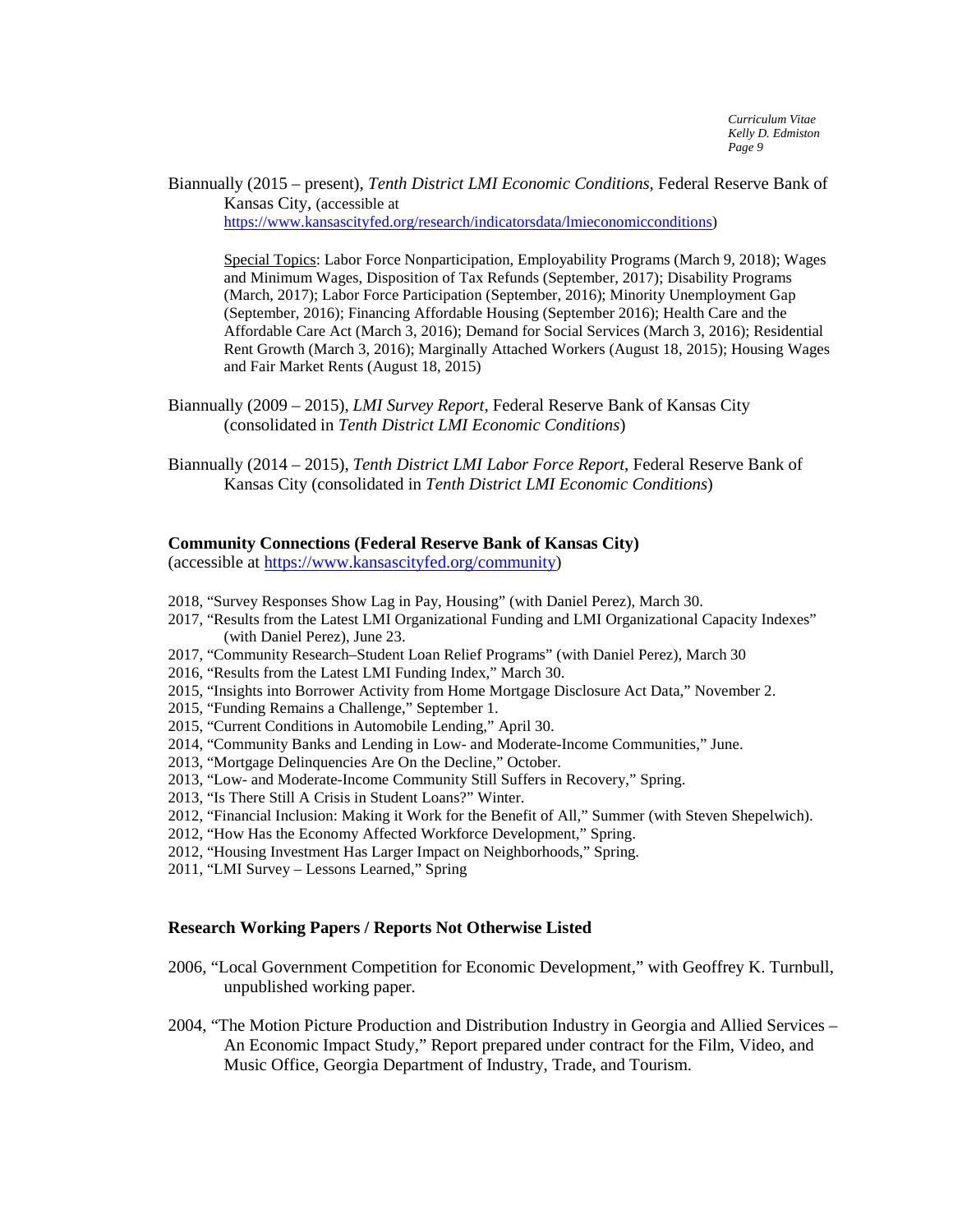Biannually (2015 – present), *Tenth District LMI Economic Conditions*, Federal Reserve Bank of Kansas City, (accessible at https://www.kansascityfed.org/research/indicatorsdata/lmieconomicconditions)

Special Topics: Labor Force Nonparticipation, Employability Programs (March 9, 2018); Wages and Minimum Wages, Disposition of Tax Refunds (September, 2017); Disability Programs (March, 2017); Labor Force Participation (September, 2016); Minority Unemployment Gap (September, 2016); Financing Affordable Housing (September 2016); Health Care and the Affordable Care Act (March 3, 2016); Demand for Social Services (March 3, 2016); Residential Rent Growth (March 3, 2016); Marginally Attached Workers (August 18, 2015); Housing Wages and Fair Market Rents (August 18, 2015)

Biannually (2009 – 2015), *LMI Survey Report*, Federal Reserve Bank of Kansas City (consolidated in *Tenth District LMI Economic Conditions*)

Biannually (2014 – 2015), *Tenth District LMI Labor Force Report*, Federal Reserve Bank of Kansas City (consolidated in *Tenth District LMI Economic Conditions*)

**Community Connections (Federal Reserve Bank of Kansas City)**
(accessible at https://www.kansascityfed.org/community)

2018, "Survey Responses Show Lag in Pay, Housing" (with Daniel Perez), March 30.
2017, "Results from the Latest LMI Organizational Funding and LMI Organizational Capacity Indexes" (with Daniel Perez), June 23.
2017, "Community Research–Student Loan Relief Programs" (with Daniel Perez), March 30
2016, "Results from the Latest LMI Funding Index," March 30.
2015, "Insights into Borrower Activity from Home Mortgage Disclosure Act Data," November 2.
2015, "Funding Remains a Challenge," September 1.
2015, "Current Conditions in Automobile Lending," April 30.
2014, "Community Banks and Lending in Low- and Moderate-Income Communities," June.
2013, "Mortgage Delinquencies Are On the Decline," October.
2013, "Low- and Moderate-Income Community Still Suffers in Recovery," Spring.
2013, "Is There Still A Crisis in Student Loans?" Winter.
2012, "Financial Inclusion: Making it Work for the Benefit of All," Summer (with Steven Shepelwich).
2012, "How Has the Economy Affected Workforce Development," Spring.
2012, "Housing Investment Has Larger Impact on Neighborhoods," Spring.
2011, "LMI Survey – Lessons Learned," Spring

**Research Working Papers / Reports Not Otherwise Listed**

2006, "Local Government Competition for Economic Development," with Geoffrey K. Turnbull, unpublished working paper.

2004, "The Motion Picture Production and Distribution Industry in Georgia and Allied Services – An Economic Impact Study," Report prepared under contract for the Film, Video, and Music Office, Georgia Department of Industry, Trade, and Tourism.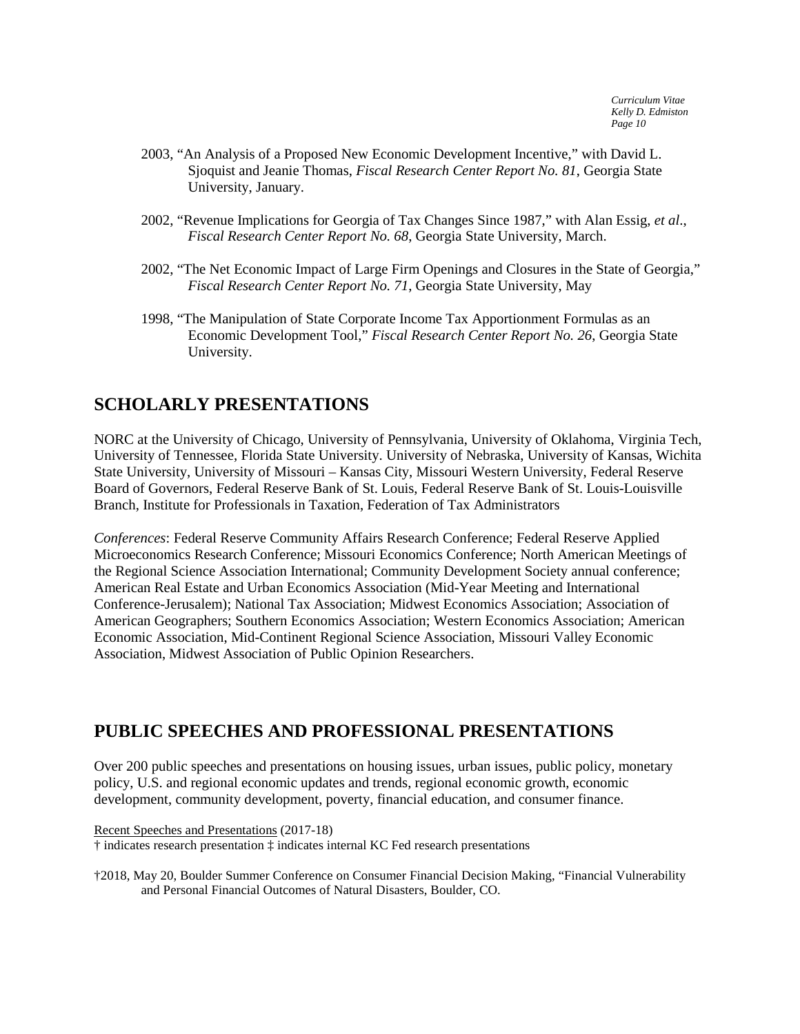2003, "An Analysis of a Proposed New Economic Development Incentive," with David L. Sjoquist and Jeanie Thomas, *Fiscal Research Center Report No. 81*, Georgia State University, January.

2002, "Revenue Implications for Georgia of Tax Changes Since 1987," with Alan Essig, *et al*., *Fiscal Research Center Report No. 68*, Georgia State University, March.

2002, "The Net Economic Impact of Large Firm Openings and Closures in the State of Georgia," *Fiscal Research Center Report No. 71*, Georgia State University, May

1998, "The Manipulation of State Corporate Income Tax Apportionment Formulas as an Economic Development Tool," *Fiscal Research Center Report No. 26*, Georgia State University.

## SCHOLARLY PRESENTATIONS

NORC at the University of Chicago, University of Pennsylvania, University of Oklahoma, Virginia Tech, University of Tennessee, Florida State University. University of Nebraska, University of Kansas, Wichita State University, University of Missouri – Kansas City, Missouri Western University, Federal Reserve Board of Governors, Federal Reserve Bank of St. Louis, Federal Reserve Bank of St. Louis-Louisville Branch, Institute for Professionals in Taxation, Federation of Tax Administrators

*Conferences*: Federal Reserve Community Affairs Research Conference; Federal Reserve Applied Microeconomics Research Conference; Missouri Economics Conference; North American Meetings of the Regional Science Association International; Community Development Society annual conference; American Real Estate and Urban Economics Association (Mid-Year Meeting and International Conference-Jerusalem); National Tax Association; Midwest Economics Association; Association of American Geographers; Southern Economics Association; Western Economics Association; American Economic Association, Mid-Continent Regional Science Association, Missouri Valley Economic Association, Midwest Association of Public Opinion Researchers.

## PUBLIC SPEECHES AND PROFESSIONAL PRESENTATIONS

Over 200 public speeches and presentations on housing issues, urban issues, public policy, monetary policy, U.S. and regional economic updates and trends, regional economic growth, economic development, community development, poverty, financial education, and consumer finance.

Recent Speeches and Presentations (2017-18)
† indicates research presentation ‡ indicates internal KC Fed research presentations

†2018, May 20, Boulder Summer Conference on Consumer Financial Decision Making, "Financial Vulnerability and Personal Financial Outcomes of Natural Disasters, Boulder, CO.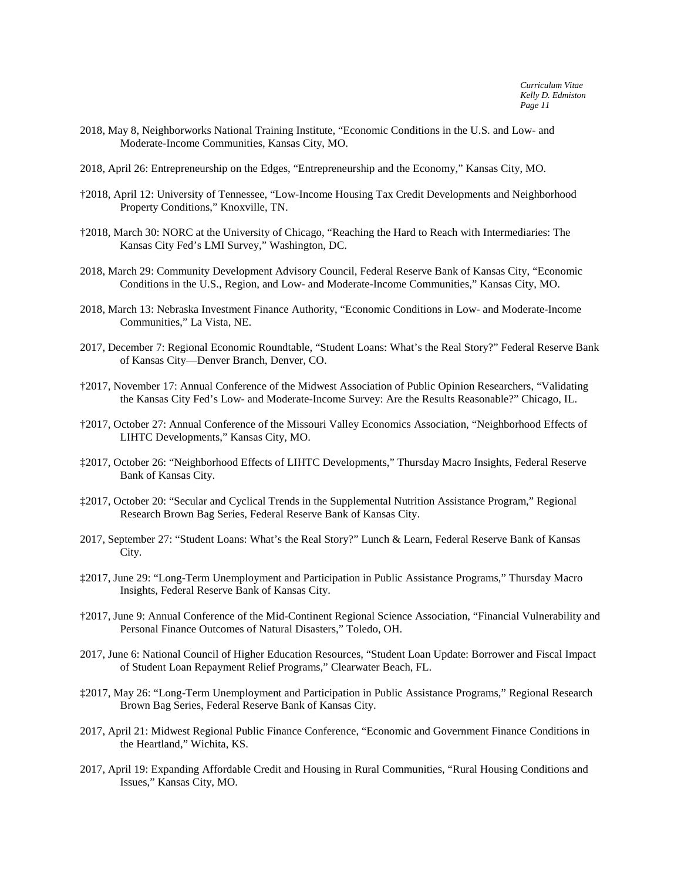2018, May 8, Neighborworks National Training Institute, "Economic Conditions in the U.S. and Low- and Moderate-Income Communities, Kansas City, MO.

2018, April 26: Entrepreneurship on the Edges, "Entrepreneurship and the Economy," Kansas City, MO.

†2018, April 12: University of Tennessee, "Low-Income Housing Tax Credit Developments and Neighborhood Property Conditions," Knoxville, TN.

†2018, March 30: NORC at the University of Chicago, "Reaching the Hard to Reach with Intermediaries: The Kansas City Fed's LMI Survey," Washington, DC.

2018, March 29: Community Development Advisory Council, Federal Reserve Bank of Kansas City, "Economic Conditions in the U.S., Region, and Low- and Moderate-Income Communities," Kansas City, MO.

2018, March 13: Nebraska Investment Finance Authority, "Economic Conditions in Low- and Moderate-Income Communities," La Vista, NE.

2017, December 7: Regional Economic Roundtable, "Student Loans: What's the Real Story?" Federal Reserve Bank of Kansas City—Denver Branch, Denver, CO.

†2017, November 17: Annual Conference of the Midwest Association of Public Opinion Researchers, "Validating the Kansas City Fed's Low- and Moderate-Income Survey: Are the Results Reasonable?" Chicago, IL.

†2017, October 27: Annual Conference of the Missouri Valley Economics Association, "Neighborhood Effects of LIHTC Developments," Kansas City, MO.

‡2017, October 26: "Neighborhood Effects of LIHTC Developments," Thursday Macro Insights, Federal Reserve Bank of Kansas City.

‡2017, October 20: "Secular and Cyclical Trends in the Supplemental Nutrition Assistance Program," Regional Research Brown Bag Series, Federal Reserve Bank of Kansas City.

2017, September 27: "Student Loans: What's the Real Story?" Lunch & Learn, Federal Reserve Bank of Kansas City.

‡2017, June 29: "Long-Term Unemployment and Participation in Public Assistance Programs," Thursday Macro Insights, Federal Reserve Bank of Kansas City.

†2017, June 9: Annual Conference of the Mid-Continent Regional Science Association, "Financial Vulnerability and Personal Finance Outcomes of Natural Disasters," Toledo, OH.

2017, June 6: National Council of Higher Education Resources, "Student Loan Update: Borrower and Fiscal Impact of Student Loan Repayment Relief Programs," Clearwater Beach, FL.

‡2017, May 26: "Long-Term Unemployment and Participation in Public Assistance Programs," Regional Research Brown Bag Series, Federal Reserve Bank of Kansas City.

2017, April 21: Midwest Regional Public Finance Conference, "Economic and Government Finance Conditions in the Heartland," Wichita, KS.

2017, April 19: Expanding Affordable Credit and Housing in Rural Communities, "Rural Housing Conditions and Issues," Kansas City, MO.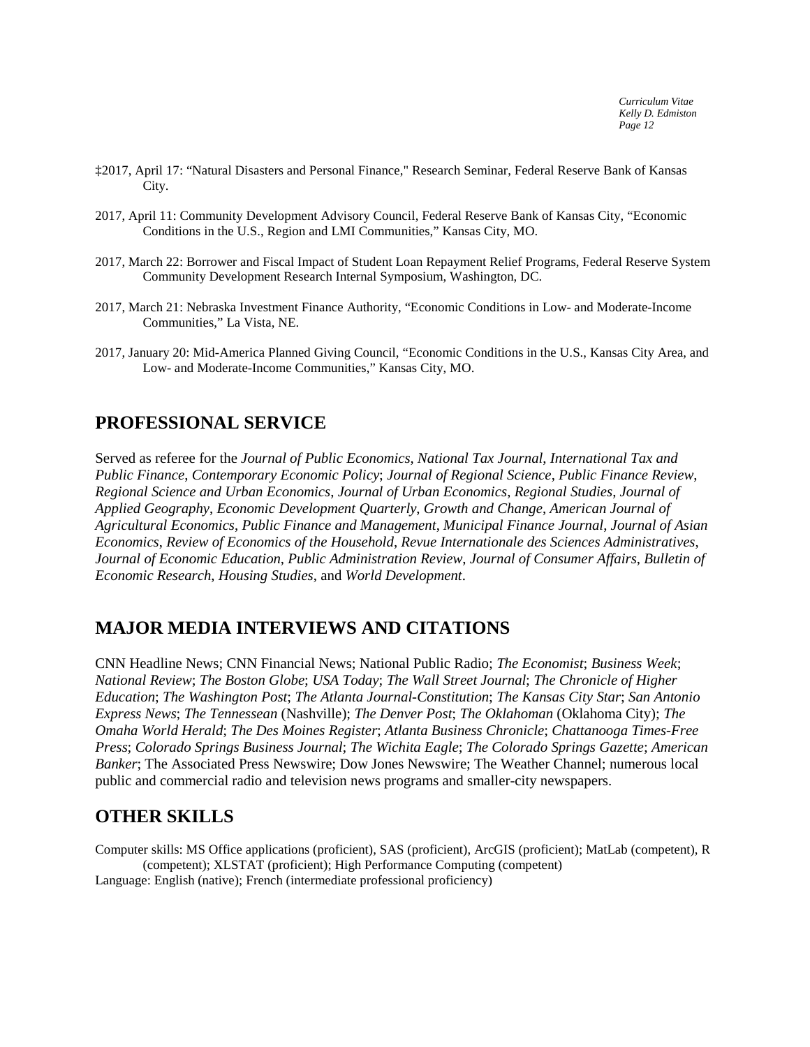‡2017, April 17: "Natural Disasters and Personal Finance," Research Seminar, Federal Reserve Bank of Kansas City.

2017, April 11: Community Development Advisory Council, Federal Reserve Bank of Kansas City, "Economic Conditions in the U.S., Region and LMI Communities," Kansas City, MO.

2017, March 22: Borrower and Fiscal Impact of Student Loan Repayment Relief Programs, Federal Reserve System Community Development Research Internal Symposium, Washington, DC.

2017, March 21: Nebraska Investment Finance Authority, "Economic Conditions in Low- and Moderate-Income Communities," La Vista, NE.

2017, January 20: Mid-America Planned Giving Council, "Economic Conditions in the U.S., Kansas City Area, and Low- and Moderate-Income Communities," Kansas City, MO.

## PROFESSIONAL SERVICE

Served as referee for the *Journal of Public Economics*, *National Tax Journal*, *International Tax and Public Finance*, *Contemporary Economic Policy*; *Journal of Regional Science*, *Public Finance Review*, *Regional Science and Urban Economics*, *Journal of Urban Economics*, *Regional Studies*, *Journal of Applied Geography*, *Economic Development Quarterly*, *Growth and Change*, *American Journal of Agricultural Economics*, *Public Finance and Management*, *Municipal Finance Journal*, *Journal of Asian Economics*, *Review of Economics of the Household*, *Revue Internationale des Sciences Administratives*, *Journal of Economic Education*, *Public Administration Review*, *Journal of Consumer Affairs*, *Bulletin of Economic Research*, *Housing Studies*, and *World Development*.

## MAJOR MEDIA INTERVIEWS AND CITATIONS

CNN Headline News; CNN Financial News; National Public Radio; *The Economist*; *Business Week*; *National Review*; *The Boston Globe*; *USA Today*; *The Wall Street Journal*; *The Chronicle of Higher Education*; *The Washington Post*; *The Atlanta Journal-Constitution*; *The Kansas City Star*; *San Antonio Express News*; *The Tennessean* (Nashville); *The Denver Post*; *The Oklahoman* (Oklahoma City); *The Omaha World Herald*; *The Des Moines Register*; *Atlanta Business Chronicle*; *Chattanooga Times-Free Press*; *Colorado Springs Business Journal*; *The Wichita Eagle*; *The Colorado Springs Gazette*; *American Banker*; The Associated Press Newswire; Dow Jones Newswire; The Weather Channel; numerous local public and commercial radio and television news programs and smaller-city newspapers.

## OTHER SKILLS

Computer skills: MS Office applications (proficient), SAS (proficient), ArcGIS (proficient); MatLab (competent), R (competent); XLSTAT (proficient); High Performance Computing (competent)
Language: English (native); French (intermediate professional proficiency)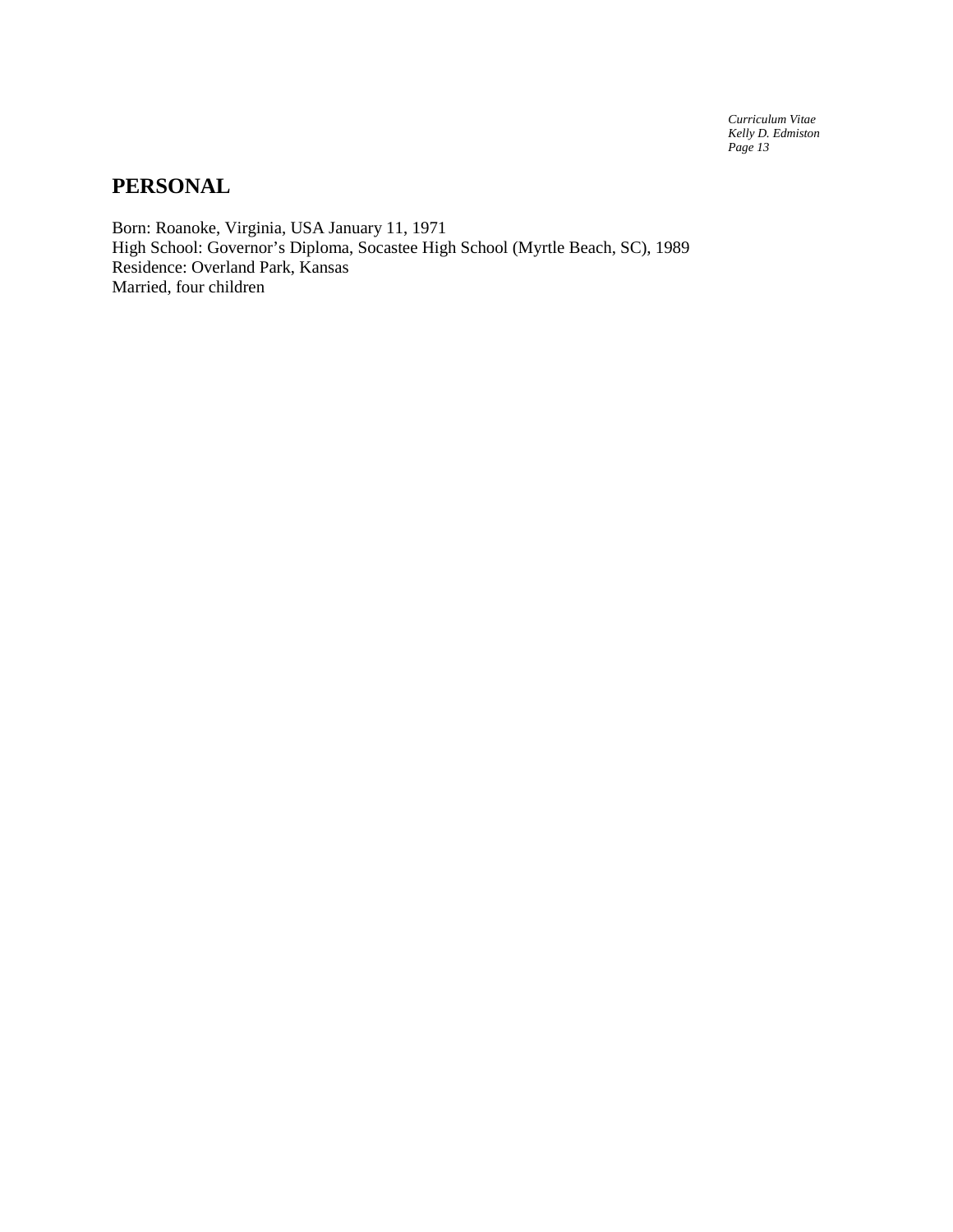## PERSONAL

Born: Roanoke, Virginia, USA January 11, 1971
High School: Governor's Diploma, Socastee High School (Myrtle Beach, SC), 1989
Residence: Overland Park, Kansas
Married, four children